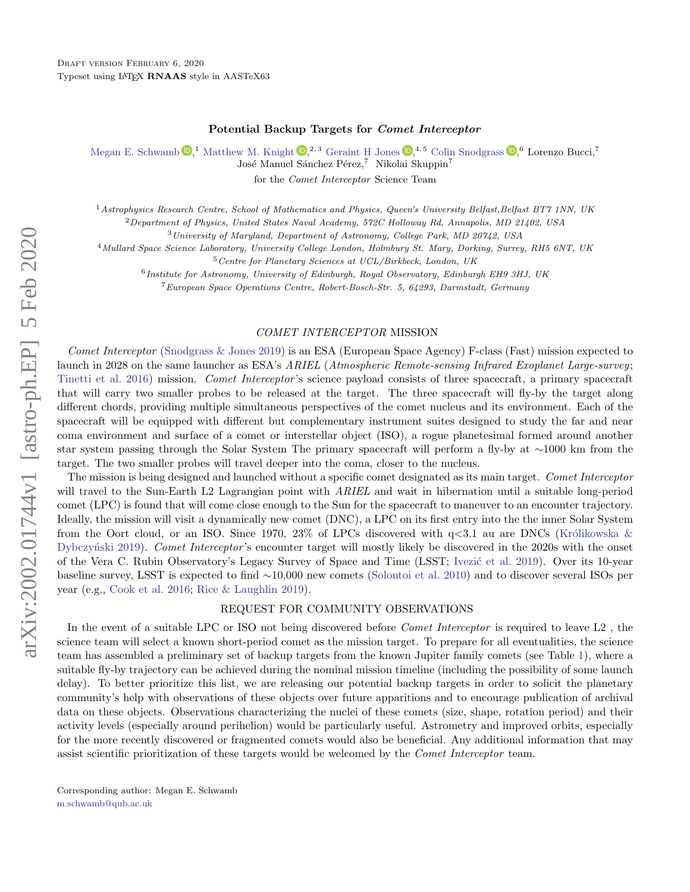Draft version February 6, 2020
Typeset using LaTeX **RNAAS** style in AASTeX63

# Potential Backup Targets for *Comet Interceptor*

Megan E. Schwamb,[1] Matthew M. Knight,[2,3] Geraint H Jones,[4,5] Colin Snodgrass,[6] Lorenzo Bucci,[7] José Manuel Sánchez Pérez,[7] Nikolai Skuppin[7]

for the *Comet Interceptor* Science Team

[1] *Astrophysics Research Centre, School of Mathematics and Physics, Queen's University Belfast, Belfast BT7 1NN, UK*
[2] *Department of Physics, United States Naval Academy, 572C Holloway Rd, Annapolis, MD 21402, USA*
[3] *University of Maryland, Department of Astronomy, College Park, MD 20742, USA*
[4] *Mullard Space Science Laboratory, University College London, Holmbury St. Mary, Dorking, Surrey, RH5 6NT, UK*
[5] *Centre for Planetary Sciences at UCL/Birkbeck, London, UK*
[6] *Institute for Astronomy, University of Edinburgh, Royal Observatory, Edinburgh EH9 3HJ, UK*
[7] *European Space Operations Centre, Robert-Bosch-Str. 5, 64293, Darmstadt, Germany*

## *COMET INTERCEPTOR* MISSION

*Comet Interceptor* (Snodgrass & Jones 2019) is an ESA (European Space Agency) F-class (Fast) mission expected to launch in 2028 on the same launcher as ESA's *ARIEL* (*Atmospheric Remote-sensing Infrared Exoplanet Large-survey*; Tinetti et al. 2016) mission. *Comet Interceptor*'s science payload consists of three spacecraft, a primary spacecraft that will carry two smaller probes to be released at the target. The three spacecraft will fly-by the target along different chords, providing multiple simultaneous perspectives of the comet nucleus and its environment. Each of the spacecraft will be equipped with different but complementary instrument suites designed to study the far and near coma environment and surface of a comet or interstellar object (ISO), a rogue planetesimal formed around another star system passing through the Solar System The primary spacecraft will perform a fly-by at ∼1000 km from the target. The two smaller probes will travel deeper into the coma, closer to the nucleus.

The mission is being designed and launched without a specific comet designated as its main target. *Comet Interceptor* will travel to the Sun-Earth L2 Lagrangian point with *ARIEL* and wait in hibernation until a suitable long-period comet (LPC) is found that will come close enough to the Sun for the spacecraft to maneuver to an encounter trajectory. Ideally, the mission will visit a dynamically new comet (DNC), a LPC on its first entry into the the inner Solar System from the Oort cloud, or an ISO. Since 1970, 23% of LPCs discovered with $q<3.1$ au are DNCs (Królikowska & Dybczyński 2019). *Comet Interceptor*'s encounter target will mostly likely be discovered in the 2020s with the onset of the Vera C. Rubin Observatory's Legacy Survey of Space and Time (LSST; Ivezić et al. 2019). Over its 10-year baseline survey, LSST is expected to find ∼10,000 new comets (Solontoi et al. 2010) and to discover several ISOs per year (e.g., Cook et al. 2016; Rice & Laughlin 2019).

## REQUEST FOR COMMUNITY OBSERVATIONS

In the event of a suitable LPC or ISO not being discovered before *Comet Interceptor* is required to leave L2 , the science team will select a known short-period comet as the mission target. To prepare for all eventualities, the science team has assembled a preliminary set of backup targets from the known Jupiter family comets (see Table 1), where a suitable fly-by trajectory can be achieved during the nominal mission timeline (including the possibility of some launch delay). To better prioritize this list, we are releasing our potential backup targets in order to solicit the planetary community's help with observations of these objects over future apparitions and to encourage publication of archival data on these objects. Observations characterizing the nuclei of these comets (size, shape, rotation period) and their activity levels (especially around perihelion) would be particularly useful. Astrometry and improved orbits, especially for the more recently discovered or fragmented comets would also be beneficial. Any additional information that may assist scientific prioritization of these targets would be welcomed by the *Comet Interceptor* team.

Corresponding author: Megan E. Schwamb
m.schwamb@qub.ac.uk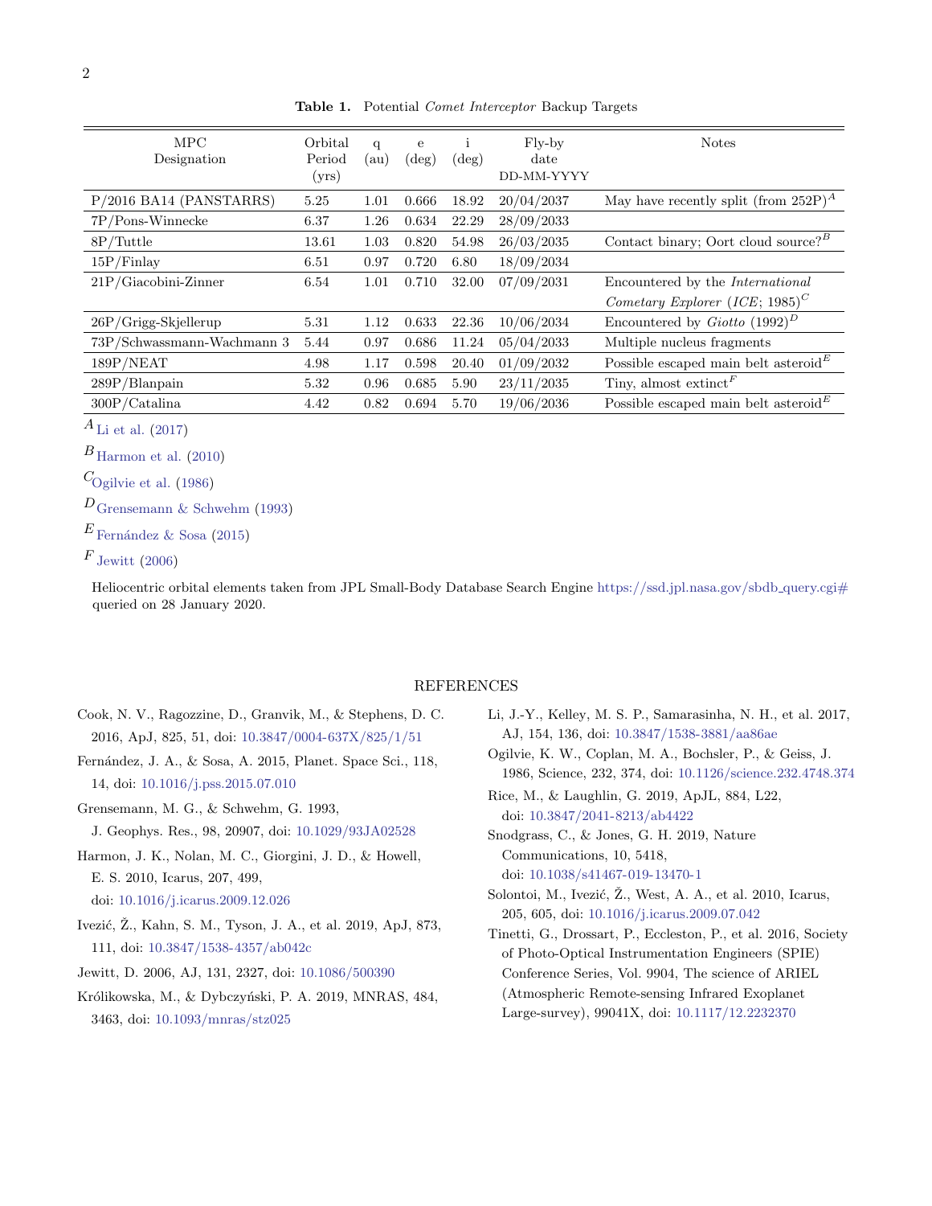**Table 1.** Potential *Comet Interceptor* Backup Targets

| MPC Designation | Orbital Period (yrs) | q (au) | e (deg) | i (deg) | Fly-by date DD-MM-YYYY | Notes |
|---|---|---|---|---|---|---|
| P/2016 BA14 (PANSTARRS) | 5.25 | 1.01 | 0.666 | 18.92 | 20/04/2037 | May have recently split (from 252P)[A] |
| 7P/Pons-Winnecke | 6.37 | 1.26 | 0.634 | 22.29 | 28/09/2033 | |
| 8P/Tuttle | 13.61 | 1.03 | 0.820 | 54.98 | 26/03/2035 | Contact binary; Oort cloud source?[B] |
| 15P/Finlay | 6.51 | 0.97 | 0.720 | 6.80 | 18/09/2034 | |
| 21P/Giacobini-Zinner | 6.54 | 1.01 | 0.710 | 32.00 | 07/09/2031 | Encountered by the *International Cometary Explorer* (*ICE*; 1985)[C] |
| 26P/Grigg-Skjellerup | 5.31 | 1.12 | 0.633 | 22.36 | 10/06/2034 | Encountered by *Giotto* (1992)[D] |
| 73P/Schwassmann-Wachmann 3 | 5.44 | 0.97 | 0.686 | 11.24 | 05/04/2033 | Multiple nucleus fragments |
| 189P/NEAT | 4.98 | 1.17 | 0.598 | 20.40 | 01/09/2032 | Possible escaped main belt asteroid[E] |
| 289P/Blanpain | 5.32 | 0.96 | 0.685 | 5.90 | 23/11/2035 | Tiny, almost extinct[F] |
| 300P/Catalina | 4.42 | 0.82 | 0.694 | 5.70 | 19/06/2036 | Possible escaped main belt asteroid[E] |

[A] Li et al. (2017)

[B] Harmon et al. (2010)

[C] Ogilvie et al. (1986)

[D] Grensemann & Schwehm (1993)

[E] Fernández & Sosa (2015)

[F] Jewitt (2006)

Heliocentric orbital elements taken from JPL Small-Body Database Search Engine https://ssd.jpl.nasa.gov/sbdb_query.cgi# queried on 28 January 2020.

## REFERENCES

Cook, N. V., Ragozzine, D., Granvik, M., & Stephens, D. C. 2016, ApJ, 825, 51, doi: 10.3847/0004-637X/825/1/51

Fernández, J. A., & Sosa, A. 2015, Planet. Space Sci., 118, 14, doi: 10.1016/j.pss.2015.07.010

Grensemann, M. G., & Schwehm, G. 1993, J. Geophys. Res., 98, 20907, doi: 10.1029/93JA02528

Harmon, J. K., Nolan, M. C., Giorgini, J. D., & Howell, E. S. 2010, Icarus, 207, 499, doi: 10.1016/j.icarus.2009.12.026

Ivezić, Ž., Kahn, S. M., Tyson, J. A., et al. 2019, ApJ, 873, 111, doi: 10.3847/1538-4357/ab042c

Jewitt, D. 2006, AJ, 131, 2327, doi: 10.1086/500390

Królikowska, M., & Dybczyński, P. A. 2019, MNRAS, 484, 3463, doi: 10.1093/mnras/stz025

Li, J.-Y., Kelley, M. S. P., Samarasinha, N. H., et al. 2017, AJ, 154, 136, doi: 10.3847/1538-3881/aa86ae

Ogilvie, K. W., Coplan, M. A., Bochsler, P., & Geiss, J. 1986, Science, 232, 374, doi: 10.1126/science.232.4748.374

Rice, M., & Laughlin, G. 2019, ApJL, 884, L22, doi: 10.3847/2041-8213/ab4422

Snodgrass, C., & Jones, G. H. 2019, Nature Communications, 10, 5418, doi: 10.1038/s41467-019-13470-1

Solontoi, M., Ivezić, Ž., West, A. A., et al. 2010, Icarus, 205, 605, doi: 10.1016/j.icarus.2009.07.042

Tinetti, G., Drossart, P., Eccleston, P., et al. 2016, Society of Photo-Optical Instrumentation Engineers (SPIE) Conference Series, Vol. 9904, The science of ARIEL (Atmospheric Remote-sensing Infrared Exoplanet Large-survey), 99041X, doi: 10.1117/12.2232370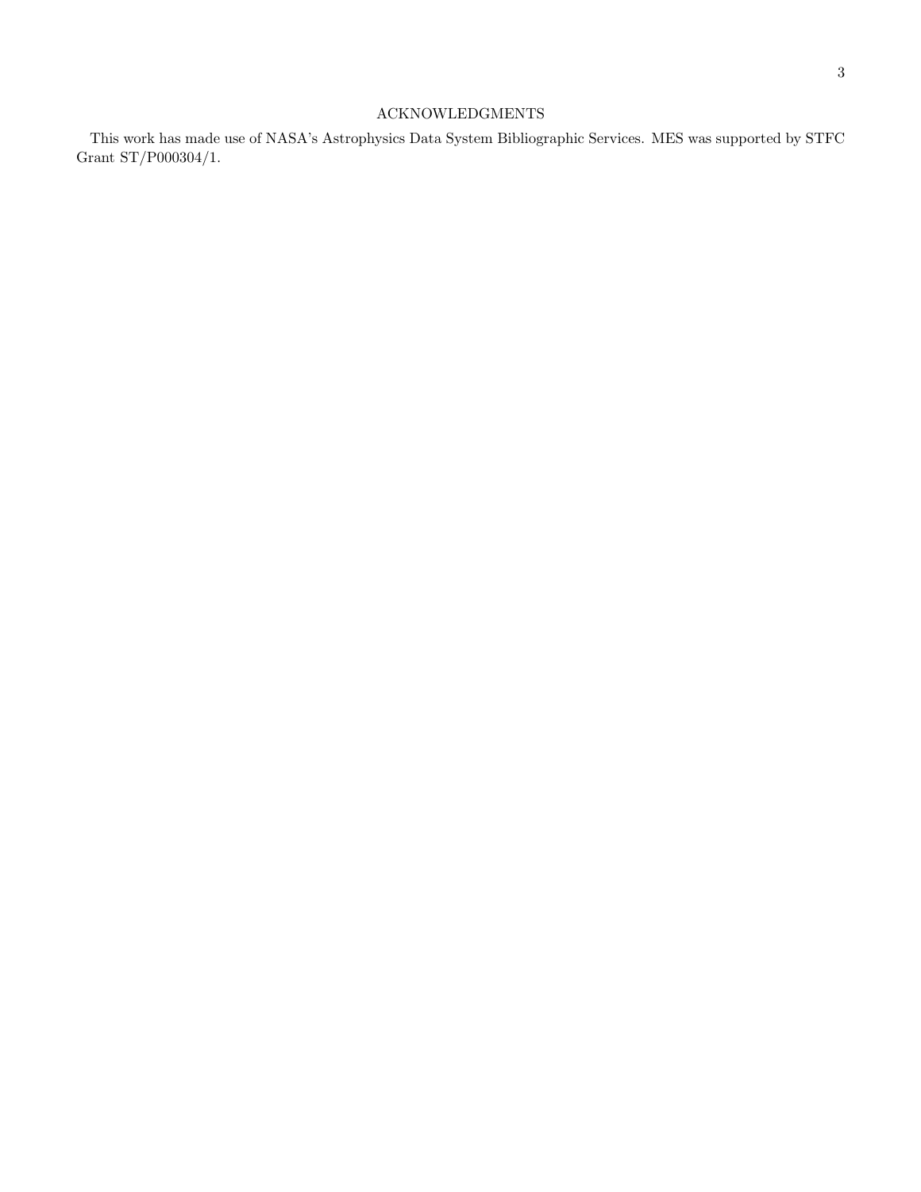## ACKNOWLEDGMENTS

This work has made use of NASA's Astrophysics Data System Bibliographic Services. MES was supported by STFC Grant ST/P000304/1.